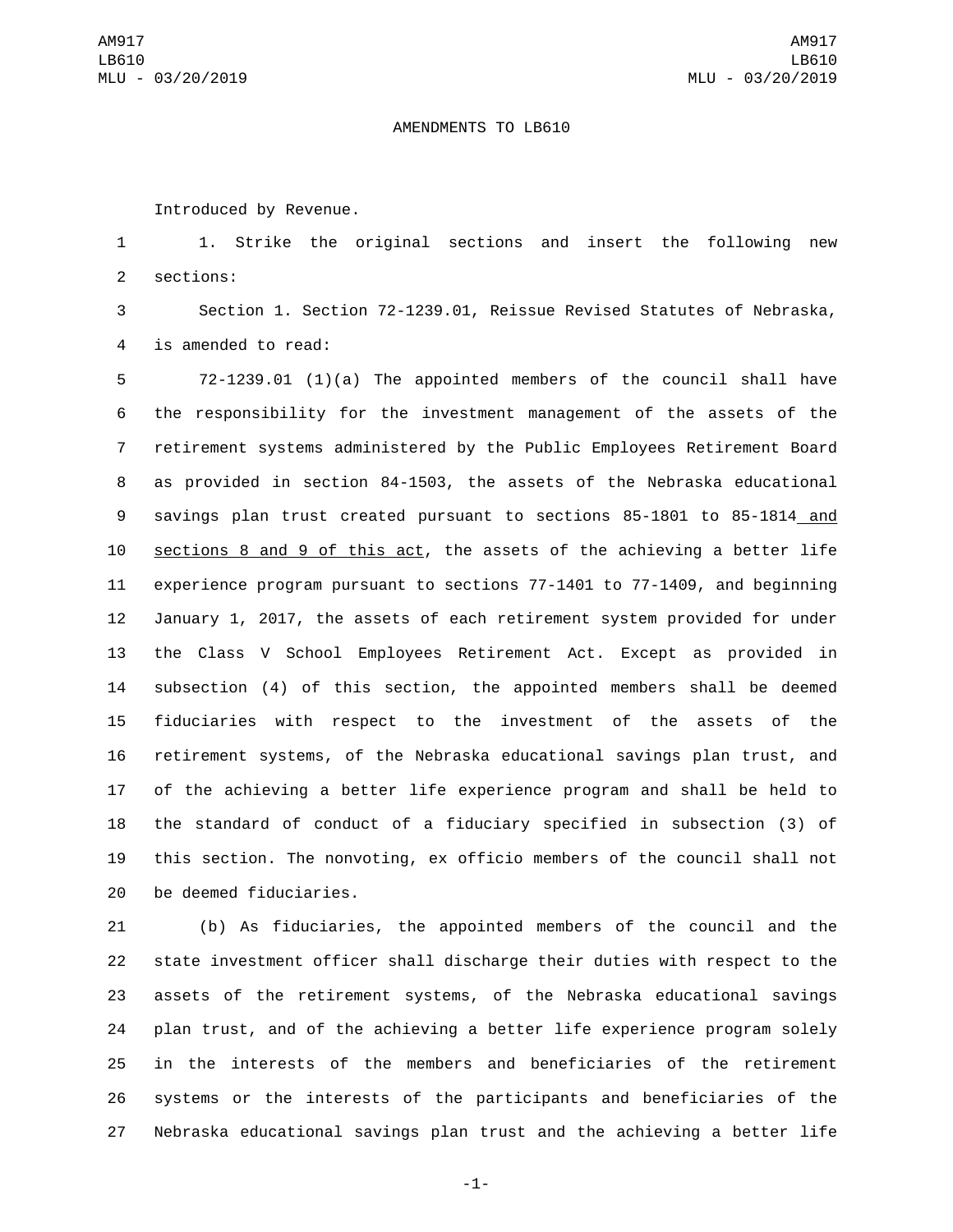AMENDMENTS TO LB610

Introduced by Revenue.

1. Strike the original sections and insert the following new sections:

Section 1. Section 72-1239.01, Reissue Revised Statutes of Nebraska, is amended to read:

72-1239.01 (1)(a) The appointed members of the council shall have the responsibility for the investment management of the assets of the retirement systems administered by the Public Employees Retirement Board as provided in section 84-1503, the assets of the Nebraska educational savings plan trust created pursuant to sections 85-1801 to 85-1814 <u>and sections 8 and 9 of this act</u>, the assets of the achieving a better life experience program pursuant to sections 77-1401 to 77-1409, and beginning January 1, 2017, the assets of each retirement system provided for under the Class V School Employees Retirement Act. Except as provided in subsection (4) of this section, the appointed members shall be deemed fiduciaries with respect to the investment of the assets of the retirement systems, of the Nebraska educational savings plan trust, and of the achieving a better life experience program and shall be held to the standard of conduct of a fiduciary specified in subsection (3) of this section. The nonvoting, ex officio members of the council shall not be deemed fiduciaries.

(b) As fiduciaries, the appointed members of the council and the state investment officer shall discharge their duties with respect to the assets of the retirement systems, of the Nebraska educational savings plan trust, and of the achieving a better life experience program solely in the interests of the members and beneficiaries of the retirement systems or the interests of the participants and beneficiaries of the Nebraska educational savings plan trust and the achieving a better life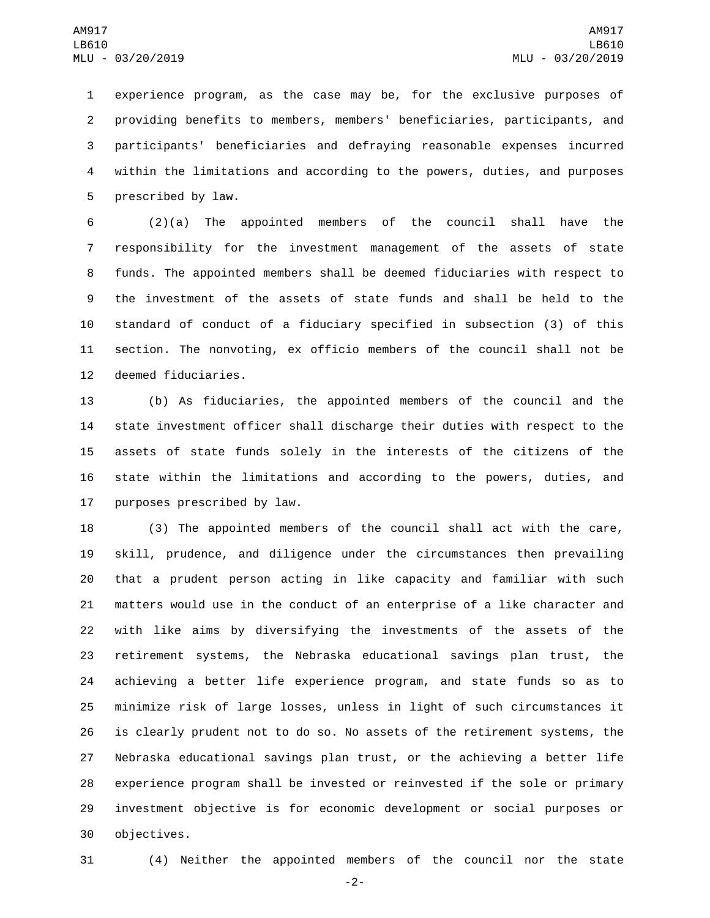experience program, as the case may be, for the exclusive purposes of providing benefits to members, members' beneficiaries, participants, and participants' beneficiaries and defraying reasonable expenses incurred within the limitations and according to the powers, duties, and purposes prescribed by law.

(2)(a) The appointed members of the council shall have the responsibility for the investment management of the assets of state funds. The appointed members shall be deemed fiduciaries with respect to the investment of the assets of state funds and shall be held to the standard of conduct of a fiduciary specified in subsection (3) of this section. The nonvoting, ex officio members of the council shall not be deemed fiduciaries.

(b) As fiduciaries, the appointed members of the council and the state investment officer shall discharge their duties with respect to the assets of state funds solely in the interests of the citizens of the state within the limitations and according to the powers, duties, and purposes prescribed by law.

(3) The appointed members of the council shall act with the care, skill, prudence, and diligence under the circumstances then prevailing that a prudent person acting in like capacity and familiar with such matters would use in the conduct of an enterprise of a like character and with like aims by diversifying the investments of the assets of the retirement systems, the Nebraska educational savings plan trust, the achieving a better life experience program, and state funds so as to minimize risk of large losses, unless in light of such circumstances it is clearly prudent not to do so. No assets of the retirement systems, the Nebraska educational savings plan trust, or the achieving a better life experience program shall be invested or reinvested if the sole or primary investment objective is for economic development or social purposes or objectives.

(4) Neither the appointed members of the council nor the state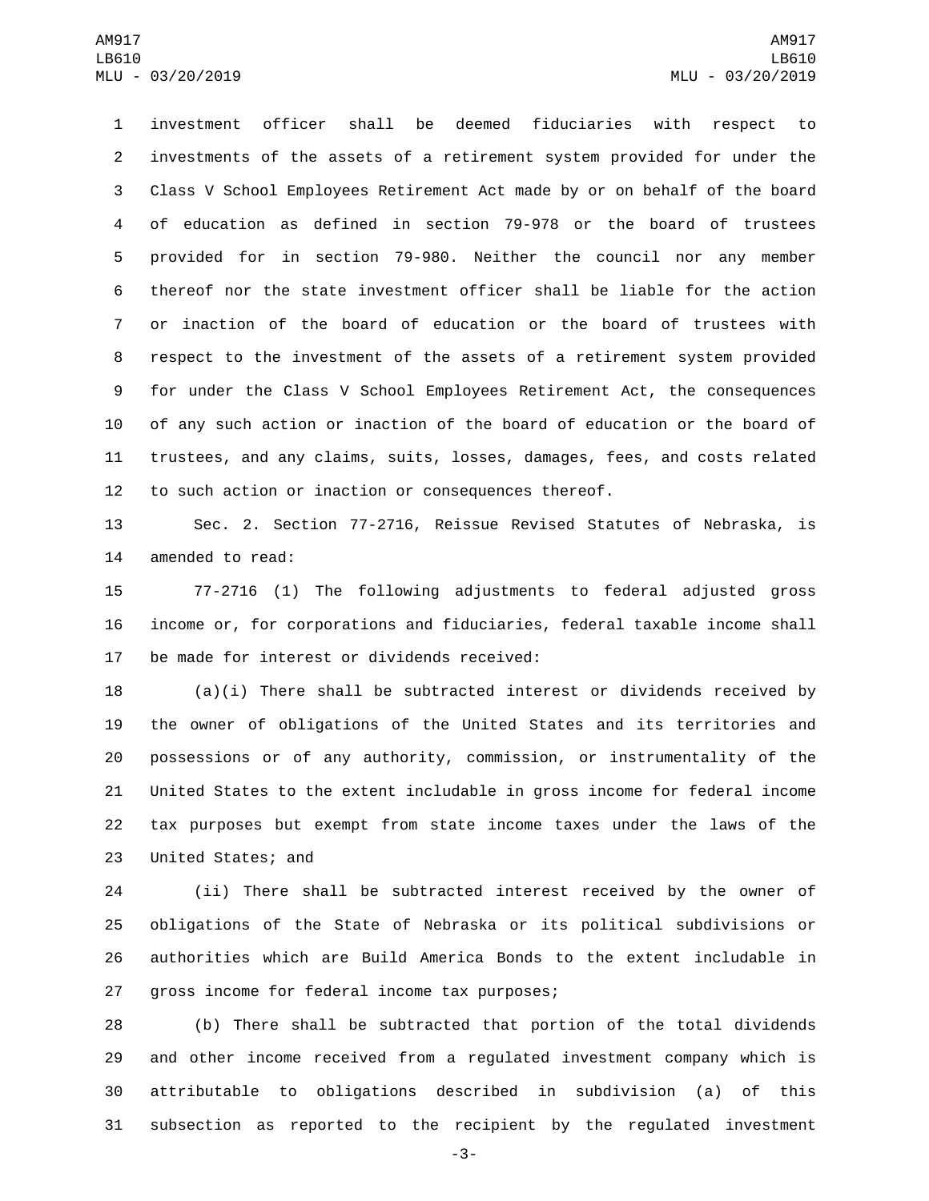investment officer shall be deemed fiduciaries with respect to investments of the assets of a retirement system provided for under the Class V School Employees Retirement Act made by or on behalf of the board of education as defined in section 79-978 or the board of trustees provided for in section 79-980. Neither the council nor any member thereof nor the state investment officer shall be liable for the action or inaction of the board of education or the board of trustees with respect to the investment of the assets of a retirement system provided for under the Class V School Employees Retirement Act, the consequences of any such action or inaction of the board of education or the board of trustees, and any claims, suits, losses, damages, fees, and costs related to such action or inaction or consequences thereof.

Sec. 2. Section 77-2716, Reissue Revised Statutes of Nebraska, is amended to read:

77-2716 (1) The following adjustments to federal adjusted gross income or, for corporations and fiduciaries, federal taxable income shall be made for interest or dividends received:

(a)(i) There shall be subtracted interest or dividends received by the owner of obligations of the United States and its territories and possessions or of any authority, commission, or instrumentality of the United States to the extent includable in gross income for federal income tax purposes but exempt from state income taxes under the laws of the United States; and

(ii) There shall be subtracted interest received by the owner of obligations of the State of Nebraska or its political subdivisions or authorities which are Build America Bonds to the extent includable in gross income for federal income tax purposes;

(b) There shall be subtracted that portion of the total dividends and other income received from a regulated investment company which is attributable to obligations described in subdivision (a) of this subsection as reported to the recipient by the regulated investment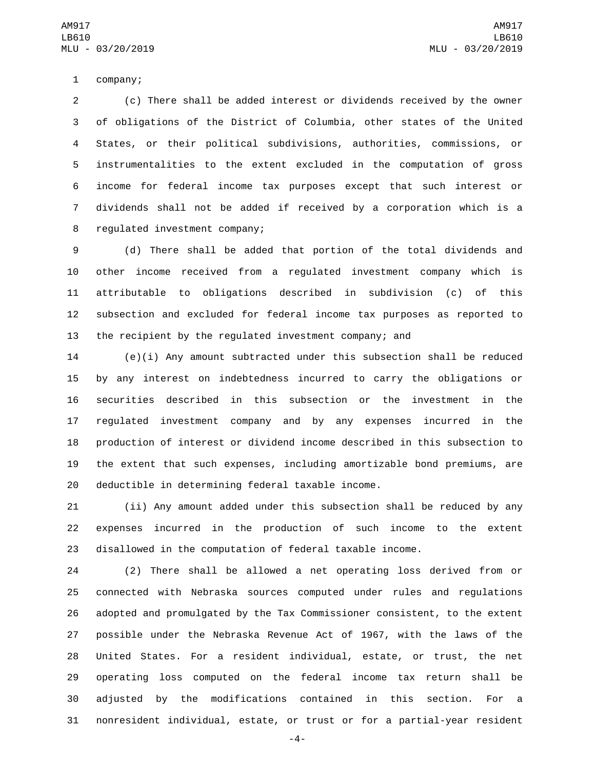company;

(c) There shall be added interest or dividends received by the owner of obligations of the District of Columbia, other states of the United States, or their political subdivisions, authorities, commissions, or instrumentalities to the extent excluded in the computation of gross income for federal income tax purposes except that such interest or dividends shall not be added if received by a corporation which is a regulated investment company;

(d) There shall be added that portion of the total dividends and other income received from a regulated investment company which is attributable to obligations described in subdivision (c) of this subsection and excluded for federal income tax purposes as reported to the recipient by the regulated investment company; and

(e)(i) Any amount subtracted under this subsection shall be reduced by any interest on indebtedness incurred to carry the obligations or securities described in this subsection or the investment in the regulated investment company and by any expenses incurred in the production of interest or dividend income described in this subsection to the extent that such expenses, including amortizable bond premiums, are deductible in determining federal taxable income.

(ii) Any amount added under this subsection shall be reduced by any expenses incurred in the production of such income to the extent disallowed in the computation of federal taxable income.

(2) There shall be allowed a net operating loss derived from or connected with Nebraska sources computed under rules and regulations adopted and promulgated by the Tax Commissioner consistent, to the extent possible under the Nebraska Revenue Act of 1967, with the laws of the United States. For a resident individual, estate, or trust, the net operating loss computed on the federal income tax return shall be adjusted by the modifications contained in this section. For a nonresident individual, estate, or trust or for a partial-year resident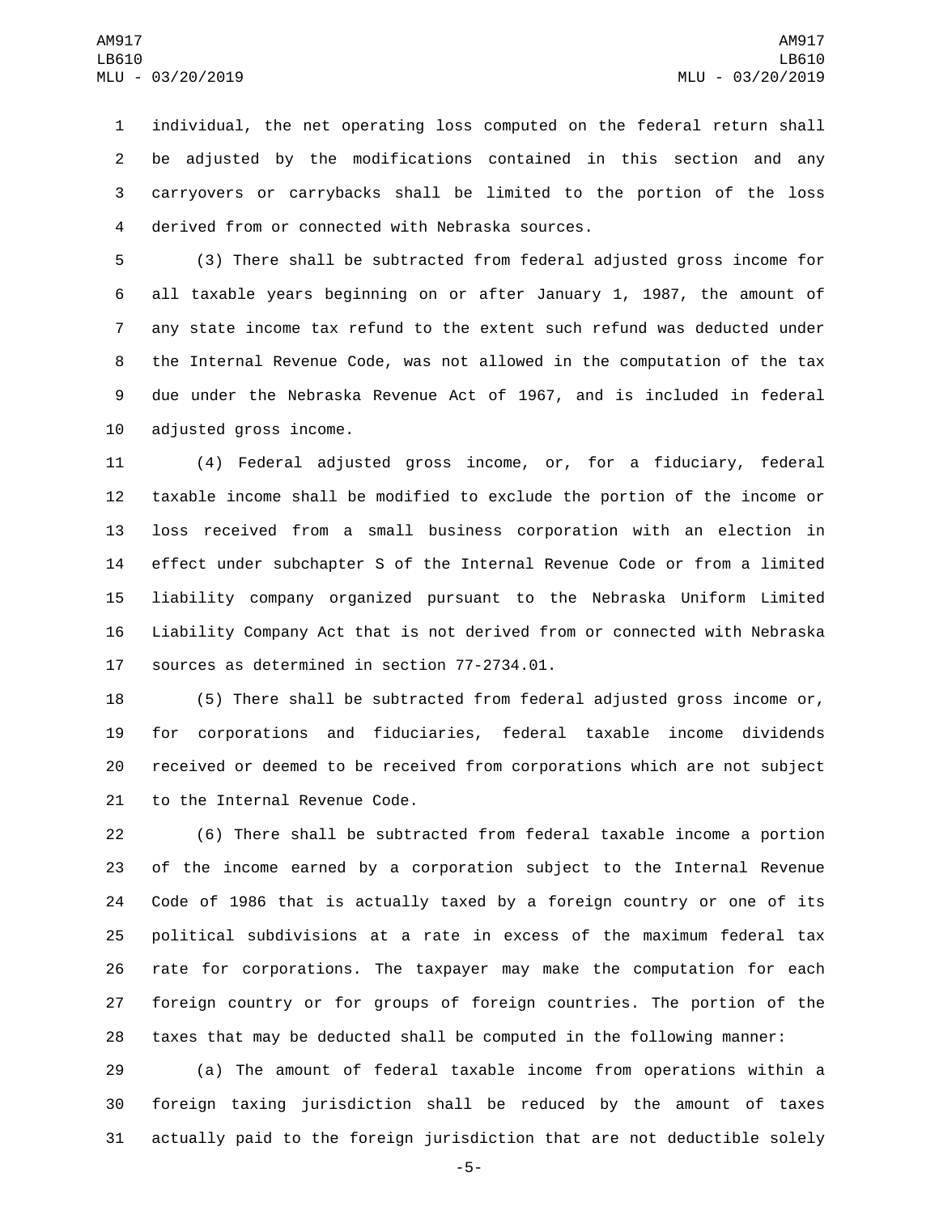individual, the net operating loss computed on the federal return shall be adjusted by the modifications contained in this section and any carryovers or carrybacks shall be limited to the portion of the loss derived from or connected with Nebraska sources.

(3) There shall be subtracted from federal adjusted gross income for all taxable years beginning on or after January 1, 1987, the amount of any state income tax refund to the extent such refund was deducted under the Internal Revenue Code, was not allowed in the computation of the tax due under the Nebraska Revenue Act of 1967, and is included in federal adjusted gross income.

(4) Federal adjusted gross income, or, for a fiduciary, federal taxable income shall be modified to exclude the portion of the income or loss received from a small business corporation with an election in effect under subchapter S of the Internal Revenue Code or from a limited liability company organized pursuant to the Nebraska Uniform Limited Liability Company Act that is not derived from or connected with Nebraska sources as determined in section 77-2734.01.

(5) There shall be subtracted from federal adjusted gross income or, for corporations and fiduciaries, federal taxable income dividends received or deemed to be received from corporations which are not subject to the Internal Revenue Code.

(6) There shall be subtracted from federal taxable income a portion of the income earned by a corporation subject to the Internal Revenue Code of 1986 that is actually taxed by a foreign country or one of its political subdivisions at a rate in excess of the maximum federal tax rate for corporations. The taxpayer may make the computation for each foreign country or for groups of foreign countries. The portion of the taxes that may be deducted shall be computed in the following manner:

(a) The amount of federal taxable income from operations within a foreign taxing jurisdiction shall be reduced by the amount of taxes actually paid to the foreign jurisdiction that are not deductible solely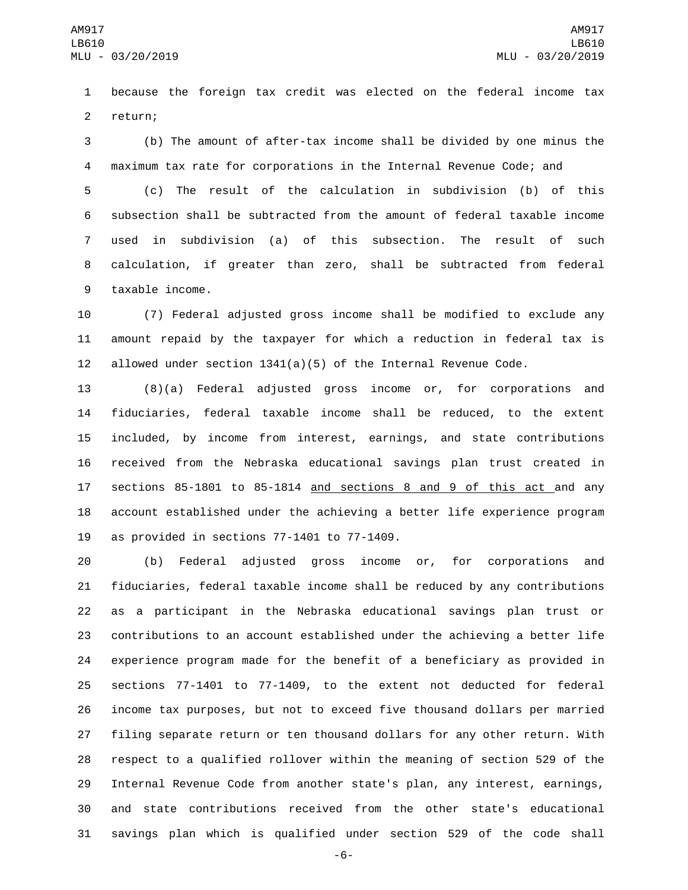because the foreign tax credit was elected on the federal income tax return;

(b) The amount of after-tax income shall be divided by one minus the maximum tax rate for corporations in the Internal Revenue Code; and

(c) The result of the calculation in subdivision (b) of this subsection shall be subtracted from the amount of federal taxable income used in subdivision (a) of this subsection. The result of such calculation, if greater than zero, shall be subtracted from federal taxable income.

(7) Federal adjusted gross income shall be modified to exclude any amount repaid by the taxpayer for which a reduction in federal tax is allowed under section 1341(a)(5) of the Internal Revenue Code.

(8)(a) Federal adjusted gross income or, for corporations and fiduciaries, federal taxable income shall be reduced, to the extent included, by income from interest, earnings, and state contributions received from the Nebraska educational savings plan trust created in sections 85-1801 to 85-1814 <u>and sections 8 and 9 of this act</u> and any account established under the achieving a better life experience program as provided in sections 77-1401 to 77-1409.

(b) Federal adjusted gross income or, for corporations and fiduciaries, federal taxable income shall be reduced by any contributions as a participant in the Nebraska educational savings plan trust or contributions to an account established under the achieving a better life experience program made for the benefit of a beneficiary as provided in sections 77-1401 to 77-1409, to the extent not deducted for federal income tax purposes, but not to exceed five thousand dollars per married filing separate return or ten thousand dollars for any other return. With respect to a qualified rollover within the meaning of section 529 of the Internal Revenue Code from another state's plan, any interest, earnings, and state contributions received from the other state's educational savings plan which is qualified under section 529 of the code shall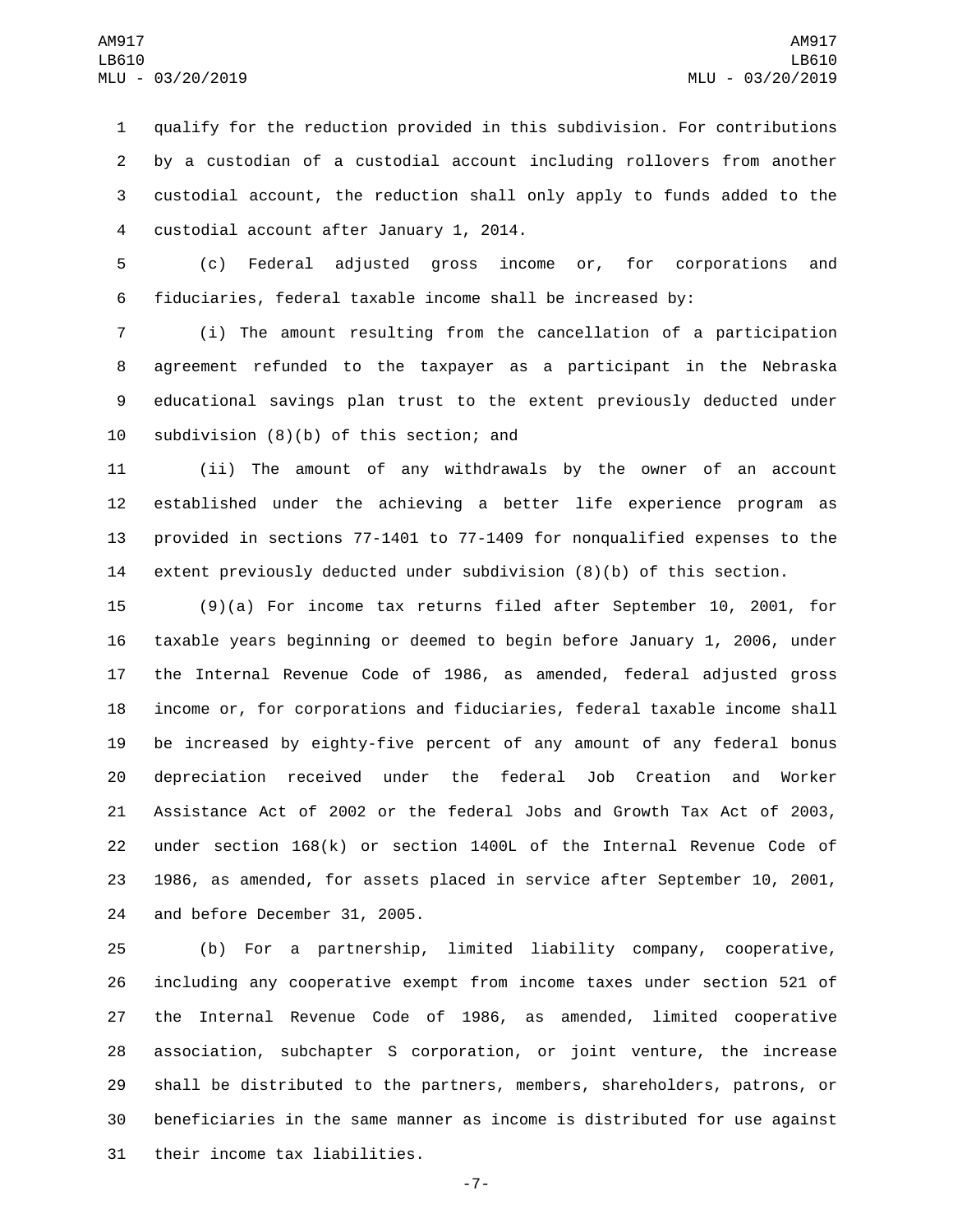qualify for the reduction provided in this subdivision. For contributions by a custodian of a custodial account including rollovers from another custodial account, the reduction shall only apply to funds added to the custodial account after January 1, 2014.

(c) Federal adjusted gross income or, for corporations and fiduciaries, federal taxable income shall be increased by:

(i) The amount resulting from the cancellation of a participation agreement refunded to the taxpayer as a participant in the Nebraska educational savings plan trust to the extent previously deducted under subdivision (8)(b) of this section; and

(ii) The amount of any withdrawals by the owner of an account established under the achieving a better life experience program as provided in sections 77-1401 to 77-1409 for nonqualified expenses to the extent previously deducted under subdivision (8)(b) of this section.

(9)(a) For income tax returns filed after September 10, 2001, for taxable years beginning or deemed to begin before January 1, 2006, under the Internal Revenue Code of 1986, as amended, federal adjusted gross income or, for corporations and fiduciaries, federal taxable income shall be increased by eighty-five percent of any amount of any federal bonus depreciation received under the federal Job Creation and Worker Assistance Act of 2002 or the federal Jobs and Growth Tax Act of 2003, under section 168(k) or section 1400L of the Internal Revenue Code of 1986, as amended, for assets placed in service after September 10, 2001, and before December 31, 2005.

(b) For a partnership, limited liability company, cooperative, including any cooperative exempt from income taxes under section 521 of the Internal Revenue Code of 1986, as amended, limited cooperative association, subchapter S corporation, or joint venture, the increase shall be distributed to the partners, members, shareholders, patrons, or beneficiaries in the same manner as income is distributed for use against their income tax liabilities.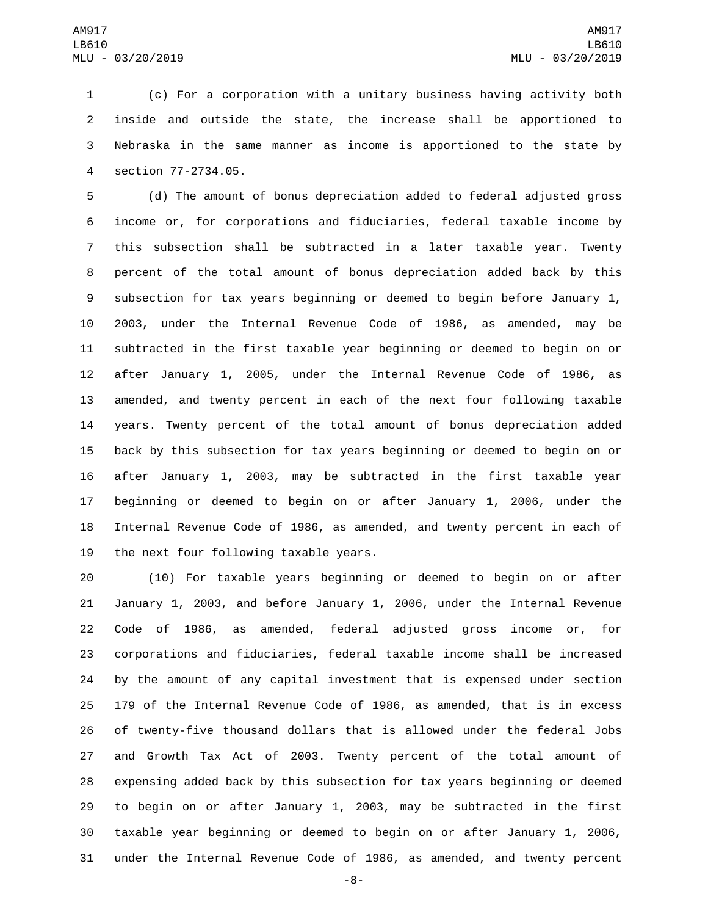(c) For a corporation with a unitary business having activity both inside and outside the state, the increase shall be apportioned to Nebraska in the same manner as income is apportioned to the state by section 77-2734.05.

(d) The amount of bonus depreciation added to federal adjusted gross income or, for corporations and fiduciaries, federal taxable income by this subsection shall be subtracted in a later taxable year. Twenty percent of the total amount of bonus depreciation added back by this subsection for tax years beginning or deemed to begin before January 1, 2003, under the Internal Revenue Code of 1986, as amended, may be subtracted in the first taxable year beginning or deemed to begin on or after January 1, 2005, under the Internal Revenue Code of 1986, as amended, and twenty percent in each of the next four following taxable years. Twenty percent of the total amount of bonus depreciation added back by this subsection for tax years beginning or deemed to begin on or after January 1, 2003, may be subtracted in the first taxable year beginning or deemed to begin on or after January 1, 2006, under the Internal Revenue Code of 1986, as amended, and twenty percent in each of the next four following taxable years.

(10) For taxable years beginning or deemed to begin on or after January 1, 2003, and before January 1, 2006, under the Internal Revenue Code of 1986, as amended, federal adjusted gross income or, for corporations and fiduciaries, federal taxable income shall be increased by the amount of any capital investment that is expensed under section 179 of the Internal Revenue Code of 1986, as amended, that is in excess of twenty-five thousand dollars that is allowed under the federal Jobs and Growth Tax Act of 2003. Twenty percent of the total amount of expensing added back by this subsection for tax years beginning or deemed to begin on or after January 1, 2003, may be subtracted in the first taxable year beginning or deemed to begin on or after January 1, 2006, under the Internal Revenue Code of 1986, as amended, and twenty percent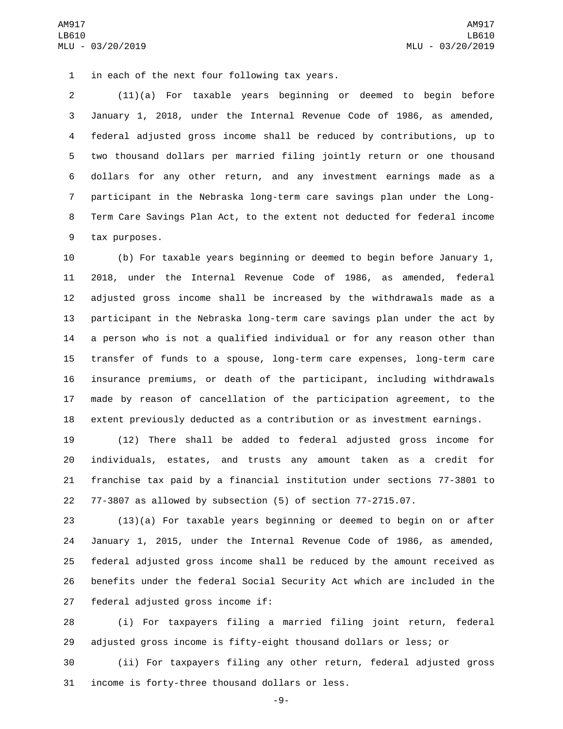in each of the next four following tax years.

(11)(a) For taxable years beginning or deemed to begin before January 1, 2018, under the Internal Revenue Code of 1986, as amended, federal adjusted gross income shall be reduced by contributions, up to two thousand dollars per married filing jointly return or one thousand dollars for any other return, and any investment earnings made as a participant in the Nebraska long-term care savings plan under the Long-Term Care Savings Plan Act, to the extent not deducted for federal income tax purposes.

(b) For taxable years beginning or deemed to begin before January 1, 2018, under the Internal Revenue Code of 1986, as amended, federal adjusted gross income shall be increased by the withdrawals made as a participant in the Nebraska long-term care savings plan under the act by a person who is not a qualified individual or for any reason other than transfer of funds to a spouse, long-term care expenses, long-term care insurance premiums, or death of the participant, including withdrawals made by reason of cancellation of the participation agreement, to the extent previously deducted as a contribution or as investment earnings.

(12) There shall be added to federal adjusted gross income for individuals, estates, and trusts any amount taken as a credit for franchise tax paid by a financial institution under sections 77-3801 to 77-3807 as allowed by subsection (5) of section 77-2715.07.

(13)(a) For taxable years beginning or deemed to begin on or after January 1, 2015, under the Internal Revenue Code of 1986, as amended, federal adjusted gross income shall be reduced by the amount received as benefits under the federal Social Security Act which are included in the federal adjusted gross income if:

(i) For taxpayers filing a married filing joint return, federal adjusted gross income is fifty-eight thousand dollars or less; or

(ii) For taxpayers filing any other return, federal adjusted gross income is forty-three thousand dollars or less.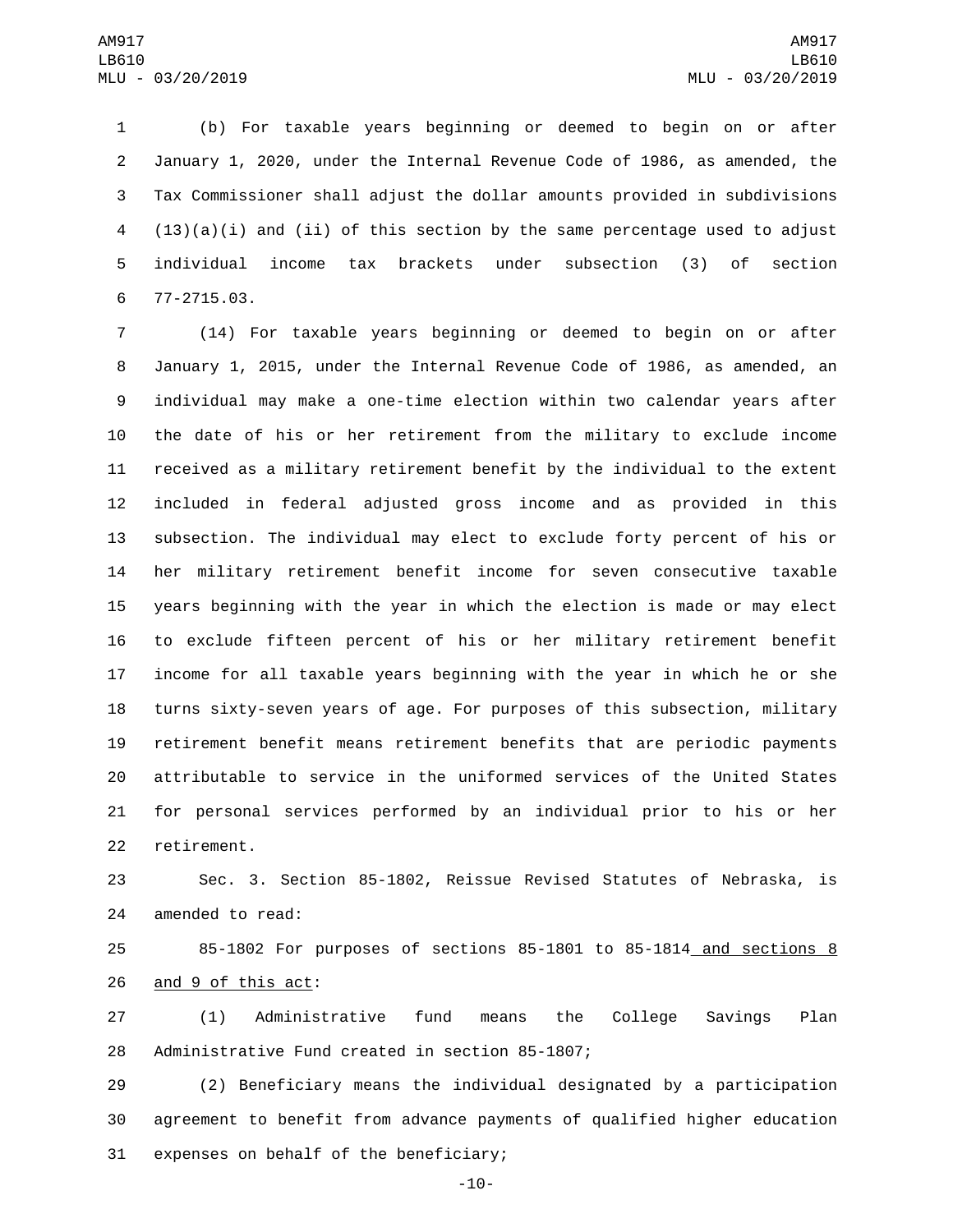(b) For taxable years beginning or deemed to begin on or after January 1, 2020, under the Internal Revenue Code of 1986, as amended, the Tax Commissioner shall adjust the dollar amounts provided in subdivisions (13)(a)(i) and (ii) of this section by the same percentage used to adjust individual income tax brackets under subsection (3) of section 77-2715.03.

(14) For taxable years beginning or deemed to begin on or after January 1, 2015, under the Internal Revenue Code of 1986, as amended, an individual may make a one-time election within two calendar years after the date of his or her retirement from the military to exclude income received as a military retirement benefit by the individual to the extent included in federal adjusted gross income and as provided in this subsection. The individual may elect to exclude forty percent of his or her military retirement benefit income for seven consecutive taxable years beginning with the year in which the election is made or may elect to exclude fifteen percent of his or her military retirement benefit income for all taxable years beginning with the year in which he or she turns sixty-seven years of age. For purposes of this subsection, military retirement benefit means retirement benefits that are periodic payments attributable to service in the uniformed services of the United States for personal services performed by an individual prior to his or her retirement.

Sec. 3. Section 85-1802, Reissue Revised Statutes of Nebraska, is amended to read:

85-1802 For purposes of sections 85-1801 to 85-1814 and sections 8 and 9 of this act:

(1) Administrative fund means the College Savings Plan Administrative Fund created in section 85-1807;

(2) Beneficiary means the individual designated by a participation agreement to benefit from advance payments of qualified higher education expenses on behalf of the beneficiary;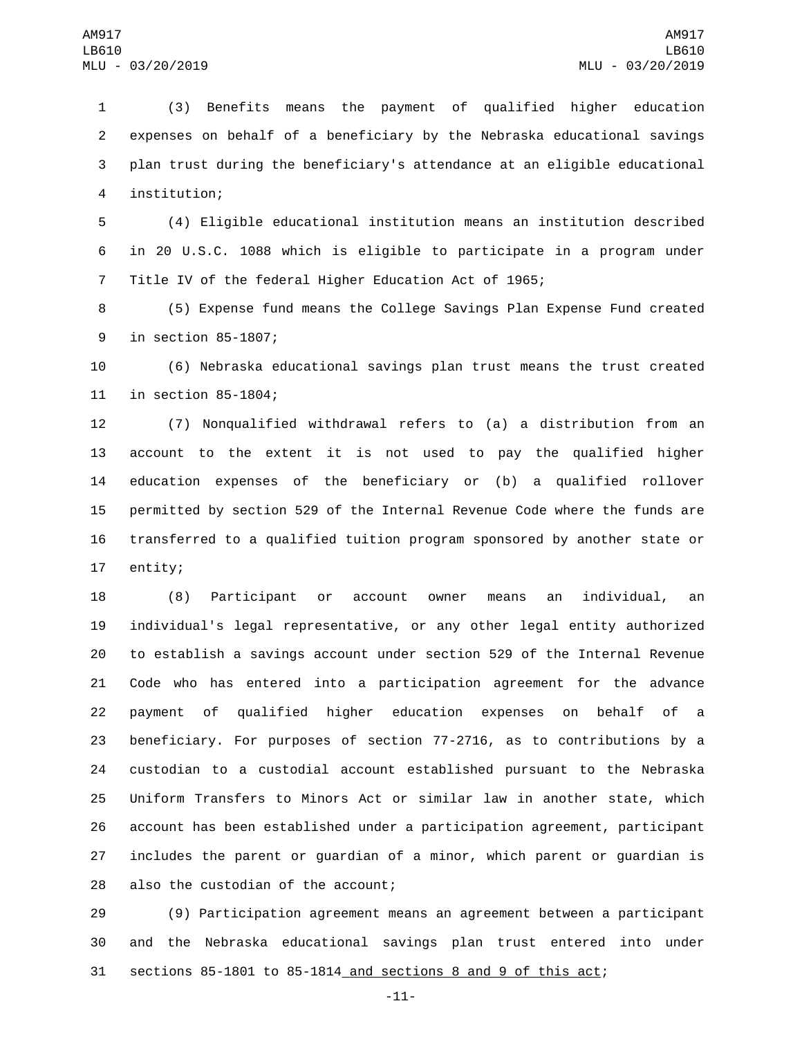(3) Benefits means the payment of qualified higher education expenses on behalf of a beneficiary by the Nebraska educational savings plan trust during the beneficiary's attendance at an eligible educational institution;

(4) Eligible educational institution means an institution described in 20 U.S.C. 1088 which is eligible to participate in a program under Title IV of the federal Higher Education Act of 1965;

(5) Expense fund means the College Savings Plan Expense Fund created in section 85-1807;

(6) Nebraska educational savings plan trust means the trust created in section 85-1804;

(7) Nonqualified withdrawal refers to (a) a distribution from an account to the extent it is not used to pay the qualified higher education expenses of the beneficiary or (b) a qualified rollover permitted by section 529 of the Internal Revenue Code where the funds are transferred to a qualified tuition program sponsored by another state or entity;

(8) Participant or account owner means an individual, an individual's legal representative, or any other legal entity authorized to establish a savings account under section 529 of the Internal Revenue Code who has entered into a participation agreement for the advance payment of qualified higher education expenses on behalf of a beneficiary. For purposes of section 77-2716, as to contributions by a custodian to a custodial account established pursuant to the Nebraska Uniform Transfers to Minors Act or similar law in another state, which account has been established under a participation agreement, participant includes the parent or guardian of a minor, which parent or guardian is also the custodian of the account;

(9) Participation agreement means an agreement between a participant and the Nebraska educational savings plan trust entered into under sections 85-1801 to 85-1814 and sections 8 and 9 of this act;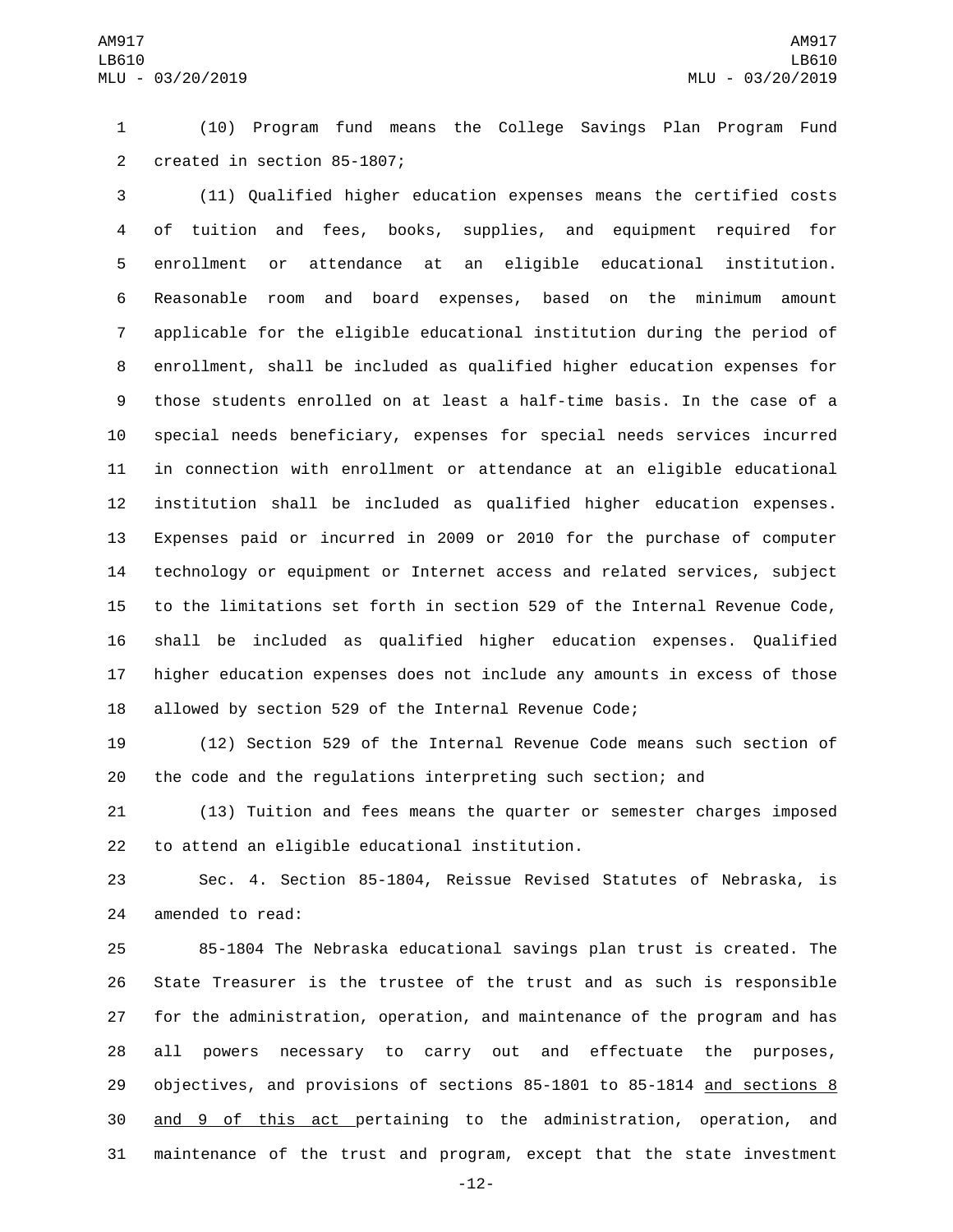(10) Program fund means the College Savings Plan Program Fund created in section 85-1807;

(11) Qualified higher education expenses means the certified costs of tuition and fees, books, supplies, and equipment required for enrollment or attendance at an eligible educational institution. Reasonable room and board expenses, based on the minimum amount applicable for the eligible educational institution during the period of enrollment, shall be included as qualified higher education expenses for those students enrolled on at least a half-time basis. In the case of a special needs beneficiary, expenses for special needs services incurred in connection with enrollment or attendance at an eligible educational institution shall be included as qualified higher education expenses. Expenses paid or incurred in 2009 or 2010 for the purchase of computer technology or equipment or Internet access and related services, subject to the limitations set forth in section 529 of the Internal Revenue Code, shall be included as qualified higher education expenses. Qualified higher education expenses does not include any amounts in excess of those allowed by section 529 of the Internal Revenue Code;

(12) Section 529 of the Internal Revenue Code means such section of the code and the regulations interpreting such section; and

(13) Tuition and fees means the quarter or semester charges imposed to attend an eligible educational institution.

Sec. 4. Section 85-1804, Reissue Revised Statutes of Nebraska, is amended to read:

85-1804 The Nebraska educational savings plan trust is created. The State Treasurer is the trustee of the trust and as such is responsible for the administration, operation, and maintenance of the program and has all powers necessary to carry out and effectuate the purposes, objectives, and provisions of sections 85-1801 to 85-1814 <u>and sections 8 and 9 of this act</u> pertaining to the administration, operation, and maintenance of the trust and program, except that the state investment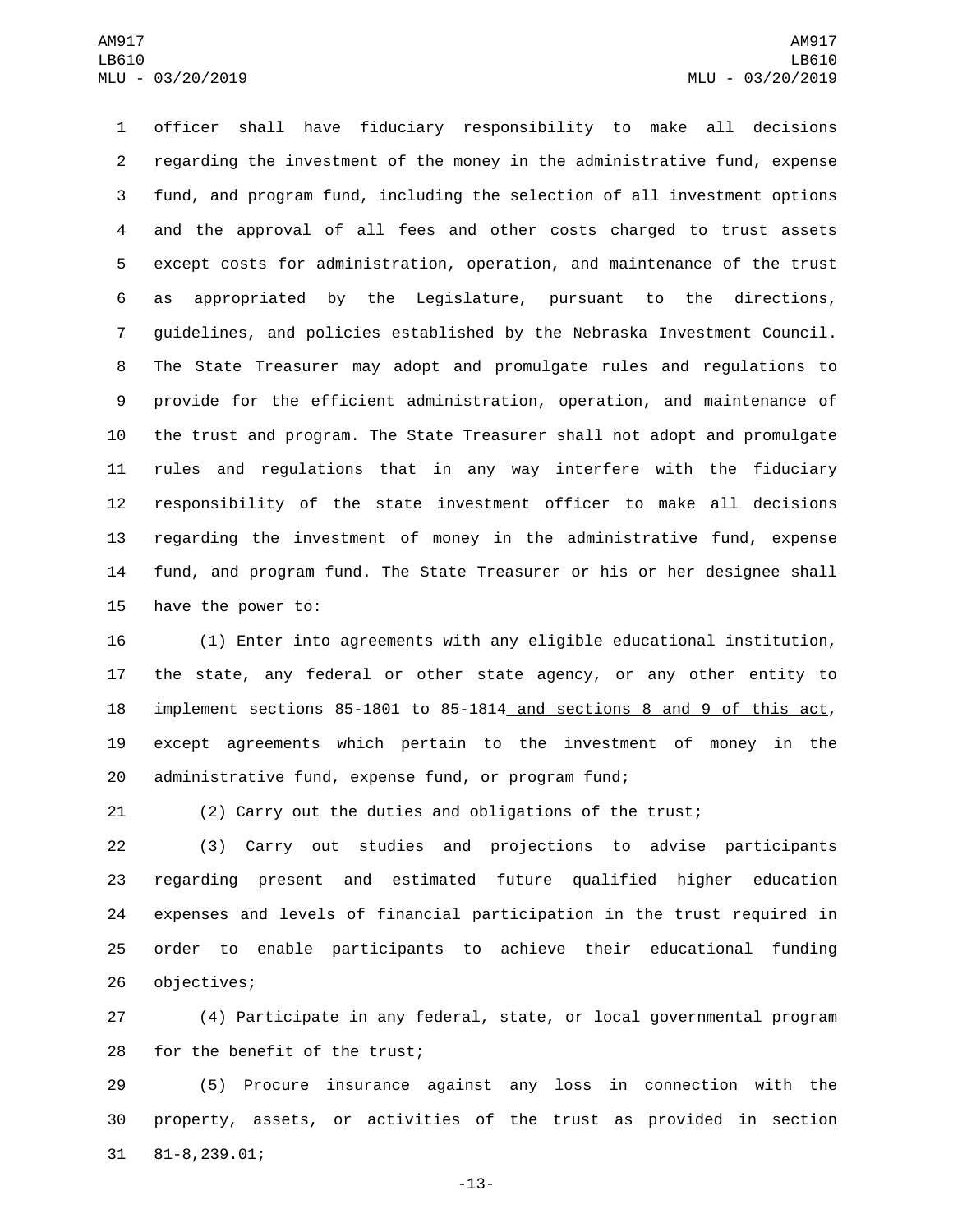officer shall have fiduciary responsibility to make all decisions regarding the investment of the money in the administrative fund, expense fund, and program fund, including the selection of all investment options and the approval of all fees and other costs charged to trust assets except costs for administration, operation, and maintenance of the trust as appropriated by the Legislature, pursuant to the directions, guidelines, and policies established by the Nebraska Investment Council. The State Treasurer may adopt and promulgate rules and regulations to provide for the efficient administration, operation, and maintenance of the trust and program. The State Treasurer shall not adopt and promulgate rules and regulations that in any way interfere with the fiduciary responsibility of the state investment officer to make all decisions regarding the investment of money in the administrative fund, expense fund, and program fund. The State Treasurer or his or her designee shall have the power to:

(1) Enter into agreements with any eligible educational institution, the state, any federal or other state agency, or any other entity to implement sections 85-1801 to 85-1814 and sections 8 and 9 of this act, except agreements which pertain to the investment of money in the administrative fund, expense fund, or program fund;

(2) Carry out the duties and obligations of the trust;

(3) Carry out studies and projections to advise participants regarding present and estimated future qualified higher education expenses and levels of financial participation in the trust required in order to enable participants to achieve their educational funding objectives;

(4) Participate in any federal, state, or local governmental program for the benefit of the trust;

(5) Procure insurance against any loss in connection with the property, assets, or activities of the trust as provided in section 81-8,239.01;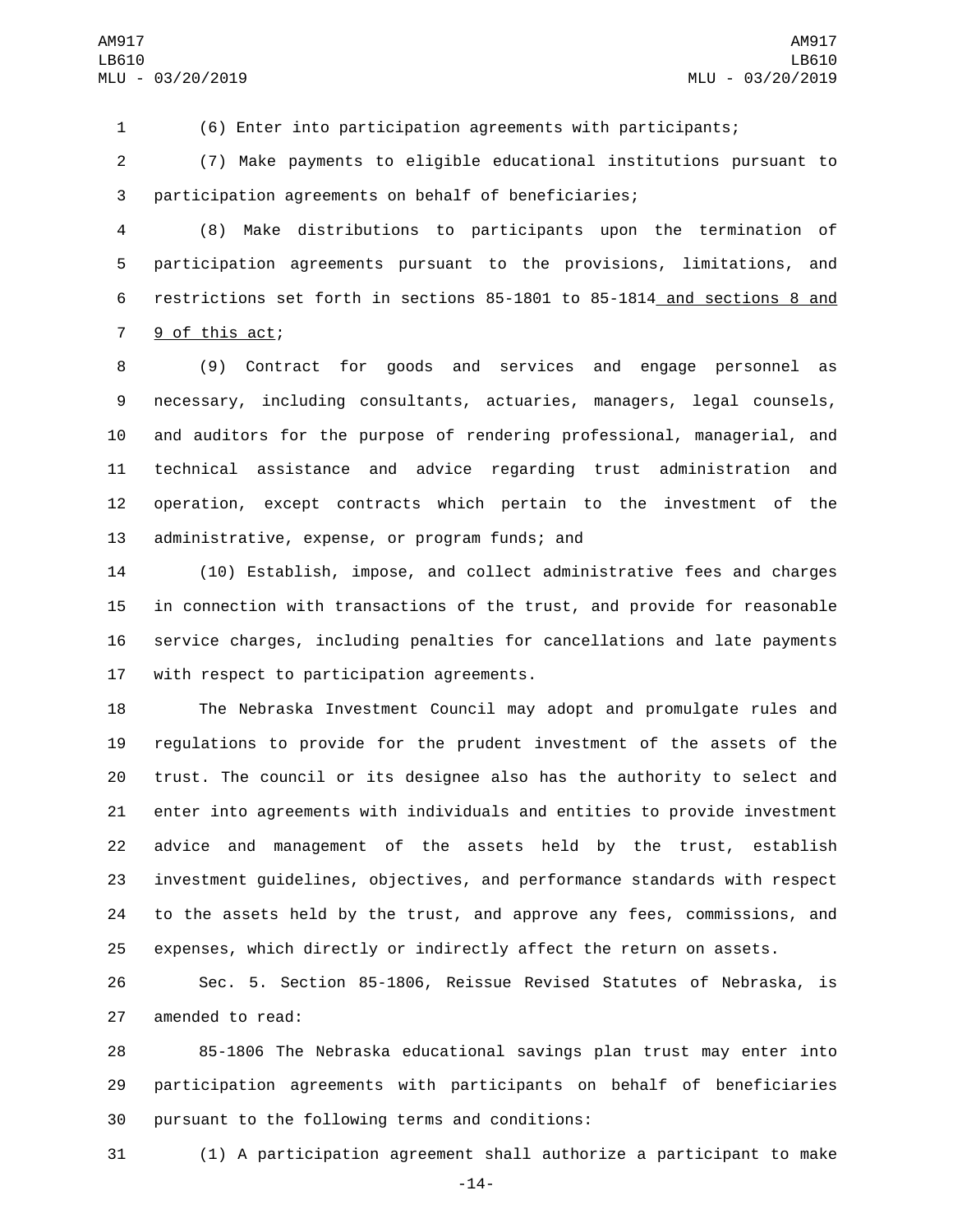(6) Enter into participation agreements with participants;

(7) Make payments to eligible educational institutions pursuant to participation agreements on behalf of beneficiaries;

(8) Make distributions to participants upon the termination of participation agreements pursuant to the provisions, limitations, and restrictions set forth in sections 85-1801 to 85-1814 and sections 8 and 9 of this act;

(9) Contract for goods and services and engage personnel as necessary, including consultants, actuaries, managers, legal counsels, and auditors for the purpose of rendering professional, managerial, and technical assistance and advice regarding trust administration and operation, except contracts which pertain to the investment of the administrative, expense, or program funds; and

(10) Establish, impose, and collect administrative fees and charges in connection with transactions of the trust, and provide for reasonable service charges, including penalties for cancellations and late payments with respect to participation agreements.

The Nebraska Investment Council may adopt and promulgate rules and regulations to provide for the prudent investment of the assets of the trust. The council or its designee also has the authority to select and enter into agreements with individuals and entities to provide investment advice and management of the assets held by the trust, establish investment guidelines, objectives, and performance standards with respect to the assets held by the trust, and approve any fees, commissions, and expenses, which directly or indirectly affect the return on assets.

Sec. 5. Section 85-1806, Reissue Revised Statutes of Nebraska, is amended to read:

85-1806 The Nebraska educational savings plan trust may enter into participation agreements with participants on behalf of beneficiaries pursuant to the following terms and conditions:

(1) A participation agreement shall authorize a participant to make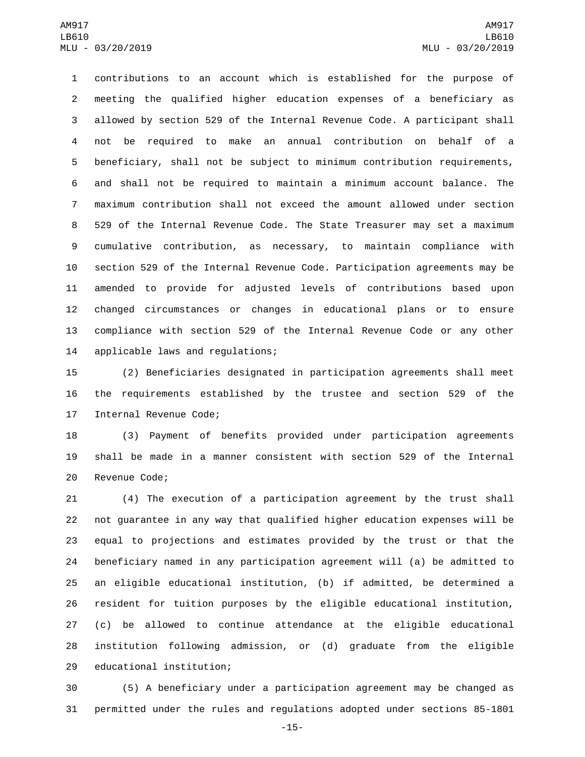contributions to an account which is established for the purpose of meeting the qualified higher education expenses of a beneficiary as allowed by section 529 of the Internal Revenue Code. A participant shall not be required to make an annual contribution on behalf of a beneficiary, shall not be subject to minimum contribution requirements, and shall not be required to maintain a minimum account balance. The maximum contribution shall not exceed the amount allowed under section 529 of the Internal Revenue Code. The State Treasurer may set a maximum cumulative contribution, as necessary, to maintain compliance with section 529 of the Internal Revenue Code. Participation agreements may be amended to provide for adjusted levels of contributions based upon changed circumstances or changes in educational plans or to ensure compliance with section 529 of the Internal Revenue Code or any other applicable laws and regulations;

(2) Beneficiaries designated in participation agreements shall meet the requirements established by the trustee and section 529 of the Internal Revenue Code;

(3) Payment of benefits provided under participation agreements shall be made in a manner consistent with section 529 of the Internal Revenue Code;

(4) The execution of a participation agreement by the trust shall not guarantee in any way that qualified higher education expenses will be equal to projections and estimates provided by the trust or that the beneficiary named in any participation agreement will (a) be admitted to an eligible educational institution, (b) if admitted, be determined a resident for tuition purposes by the eligible educational institution, (c) be allowed to continue attendance at the eligible educational institution following admission, or (d) graduate from the eligible educational institution;

(5) A beneficiary under a participation agreement may be changed as permitted under the rules and regulations adopted under sections 85-1801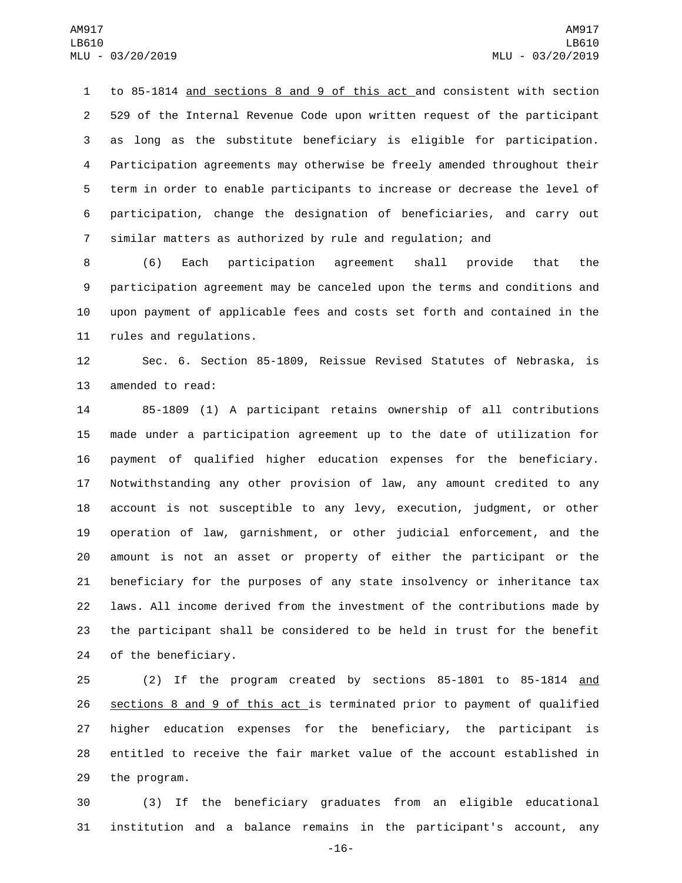to 85-1814 and sections 8 and 9 of this act and consistent with section 529 of the Internal Revenue Code upon written request of the participant as long as the substitute beneficiary is eligible for participation. Participation agreements may otherwise be freely amended throughout their term in order to enable participants to increase or decrease the level of participation, change the designation of beneficiaries, and carry out similar matters as authorized by rule and regulation; and

(6) Each participation agreement shall provide that the participation agreement may be canceled upon the terms and conditions and upon payment of applicable fees and costs set forth and contained in the rules and regulations.

Sec. 6. Section 85-1809, Reissue Revised Statutes of Nebraska, is amended to read:

85-1809 (1) A participant retains ownership of all contributions made under a participation agreement up to the date of utilization for payment of qualified higher education expenses for the beneficiary. Notwithstanding any other provision of law, any amount credited to any account is not susceptible to any levy, execution, judgment, or other operation of law, garnishment, or other judicial enforcement, and the amount is not an asset or property of either the participant or the beneficiary for the purposes of any state insolvency or inheritance tax laws. All income derived from the investment of the contributions made by the participant shall be considered to be held in trust for the benefit of the beneficiary.

(2) If the program created by sections 85-1801 to 85-1814 and sections 8 and 9 of this act is terminated prior to payment of qualified higher education expenses for the beneficiary, the participant is entitled to receive the fair market value of the account established in the program.

(3) If the beneficiary graduates from an eligible educational institution and a balance remains in the participant's account, any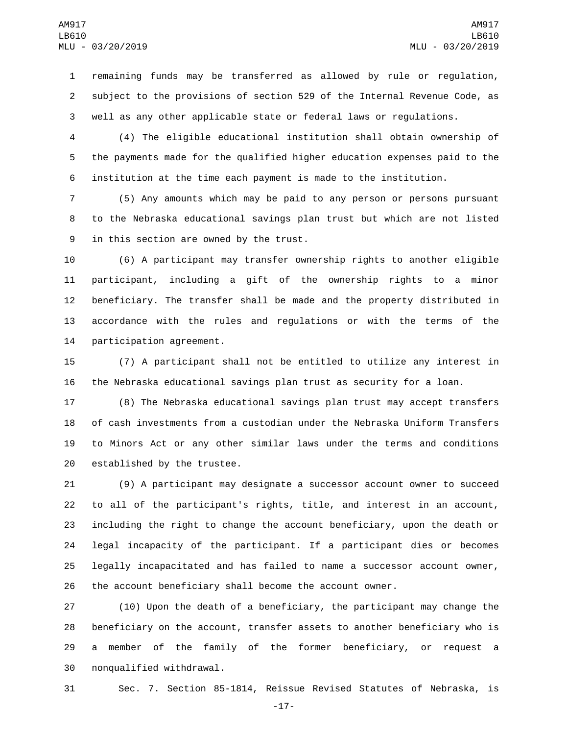remaining funds may be transferred as allowed by rule or regulation, subject to the provisions of section 529 of the Internal Revenue Code, as well as any other applicable state or federal laws or regulations.

(4) The eligible educational institution shall obtain ownership of the payments made for the qualified higher education expenses paid to the institution at the time each payment is made to the institution.

(5) Any amounts which may be paid to any person or persons pursuant to the Nebraska educational savings plan trust but which are not listed in this section are owned by the trust.

(6) A participant may transfer ownership rights to another eligible participant, including a gift of the ownership rights to a minor beneficiary. The transfer shall be made and the property distributed in accordance with the rules and regulations or with the terms of the participation agreement.

(7) A participant shall not be entitled to utilize any interest in the Nebraska educational savings plan trust as security for a loan.

(8) The Nebraska educational savings plan trust may accept transfers of cash investments from a custodian under the Nebraska Uniform Transfers to Minors Act or any other similar laws under the terms and conditions established by the trustee.

(9) A participant may designate a successor account owner to succeed to all of the participant's rights, title, and interest in an account, including the right to change the account beneficiary, upon the death or legal incapacity of the participant. If a participant dies or becomes legally incapacitated and has failed to name a successor account owner, the account beneficiary shall become the account owner.

(10) Upon the death of a beneficiary, the participant may change the beneficiary on the account, transfer assets to another beneficiary who is a member of the family of the former beneficiary, or request a nonqualified withdrawal.

Sec. 7. Section 85-1814, Reissue Revised Statutes of Nebraska, is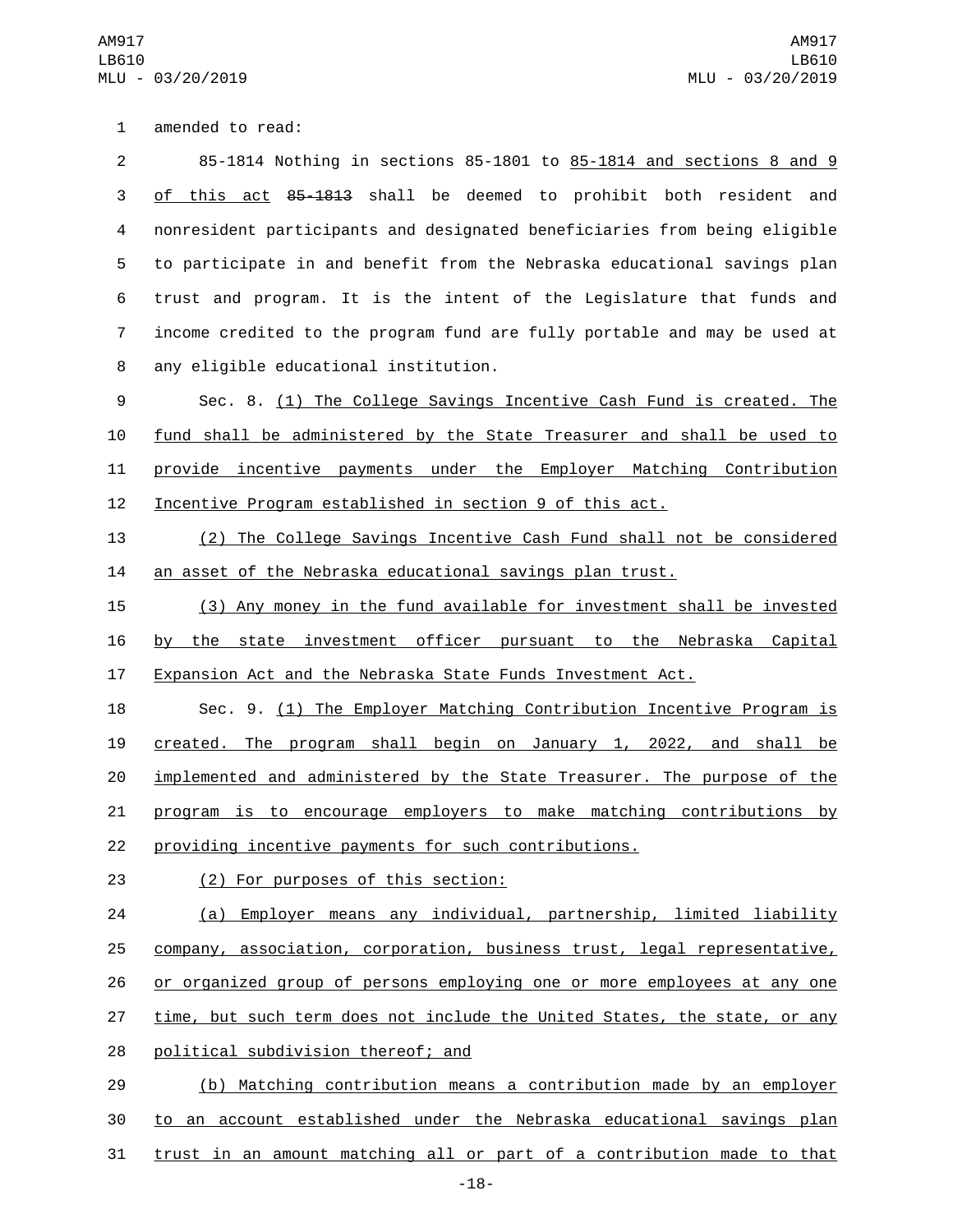amended to read:

85-1814 Nothing in sections 85-1801 to 85-1814 and sections 8 and 9 of this act ~~85-1813~~ shall be deemed to prohibit both resident and nonresident participants and designated beneficiaries from being eligible to participate in and benefit from the Nebraska educational savings plan trust and program. It is the intent of the Legislature that funds and income credited to the program fund are fully portable and may be used at any eligible educational institution.

Sec. 8. (1) The College Savings Incentive Cash Fund is created. The fund shall be administered by the State Treasurer and shall be used to provide incentive payments under the Employer Matching Contribution Incentive Program established in section 9 of this act.

(2) The College Savings Incentive Cash Fund shall not be considered an asset of the Nebraska educational savings plan trust.

(3) Any money in the fund available for investment shall be invested by the state investment officer pursuant to the Nebraska Capital Expansion Act and the Nebraska State Funds Investment Act.

Sec. 9. (1) The Employer Matching Contribution Incentive Program is created. The program shall begin on January 1, 2022, and shall be implemented and administered by the State Treasurer. The purpose of the program is to encourage employers to make matching contributions by providing incentive payments for such contributions.

(2) For purposes of this section:

(a) Employer means any individual, partnership, limited liability company, association, corporation, business trust, legal representative, or organized group of persons employing one or more employees at any one time, but such term does not include the United States, the state, or any political subdivision thereof; and

(b) Matching contribution means a contribution made by an employer to an account established under the Nebraska educational savings plan trust in an amount matching all or part of a contribution made to that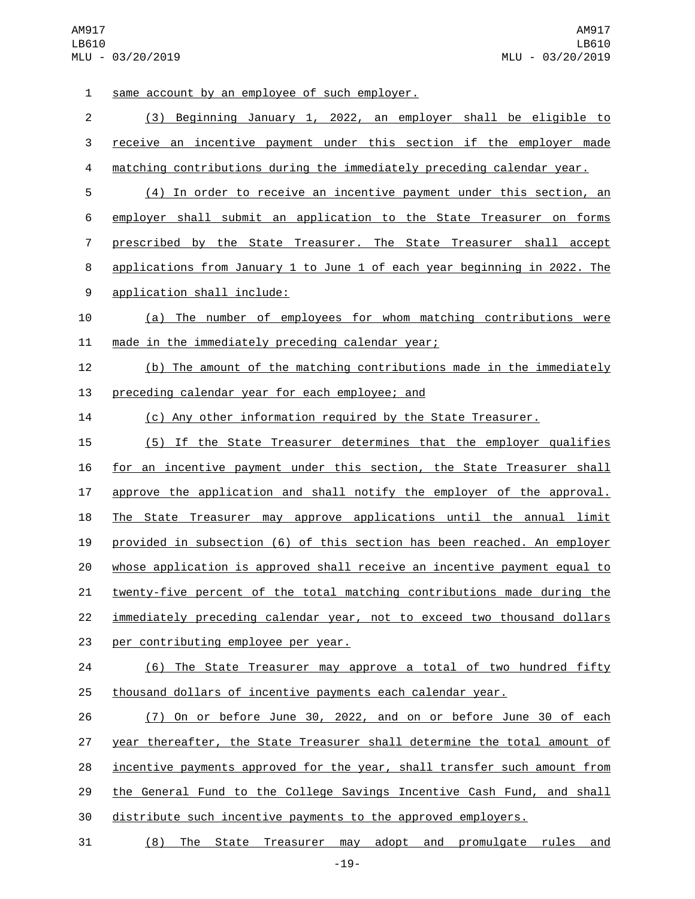same account by an employee of such employer.

(3) Beginning January 1, 2022, an employer shall be eligible to receive an incentive payment under this section if the employer made matching contributions during the immediately preceding calendar year.

(4) In order to receive an incentive payment under this section, an employer shall submit an application to the State Treasurer on forms prescribed by the State Treasurer. The State Treasurer shall accept applications from January 1 to June 1 of each year beginning in 2022. The application shall include:

(a) The number of employees for whom matching contributions were made in the immediately preceding calendar year;

(b) The amount of the matching contributions made in the immediately preceding calendar year for each employee; and

(c) Any other information required by the State Treasurer.

(5) If the State Treasurer determines that the employer qualifies for an incentive payment under this section, the State Treasurer shall approve the application and shall notify the employer of the approval. The State Treasurer may approve applications until the annual limit provided in subsection (6) of this section has been reached. An employer whose application is approved shall receive an incentive payment equal to twenty-five percent of the total matching contributions made during the immediately preceding calendar year, not to exceed two thousand dollars per contributing employee per year.

(6) The State Treasurer may approve a total of two hundred fifty thousand dollars of incentive payments each calendar year.

(7) On or before June 30, 2022, and on or before June 30 of each year thereafter, the State Treasurer shall determine the total amount of incentive payments approved for the year, shall transfer such amount from the General Fund to the College Savings Incentive Cash Fund, and shall distribute such incentive payments to the approved employers.

(8) The State Treasurer may adopt and promulgate rules and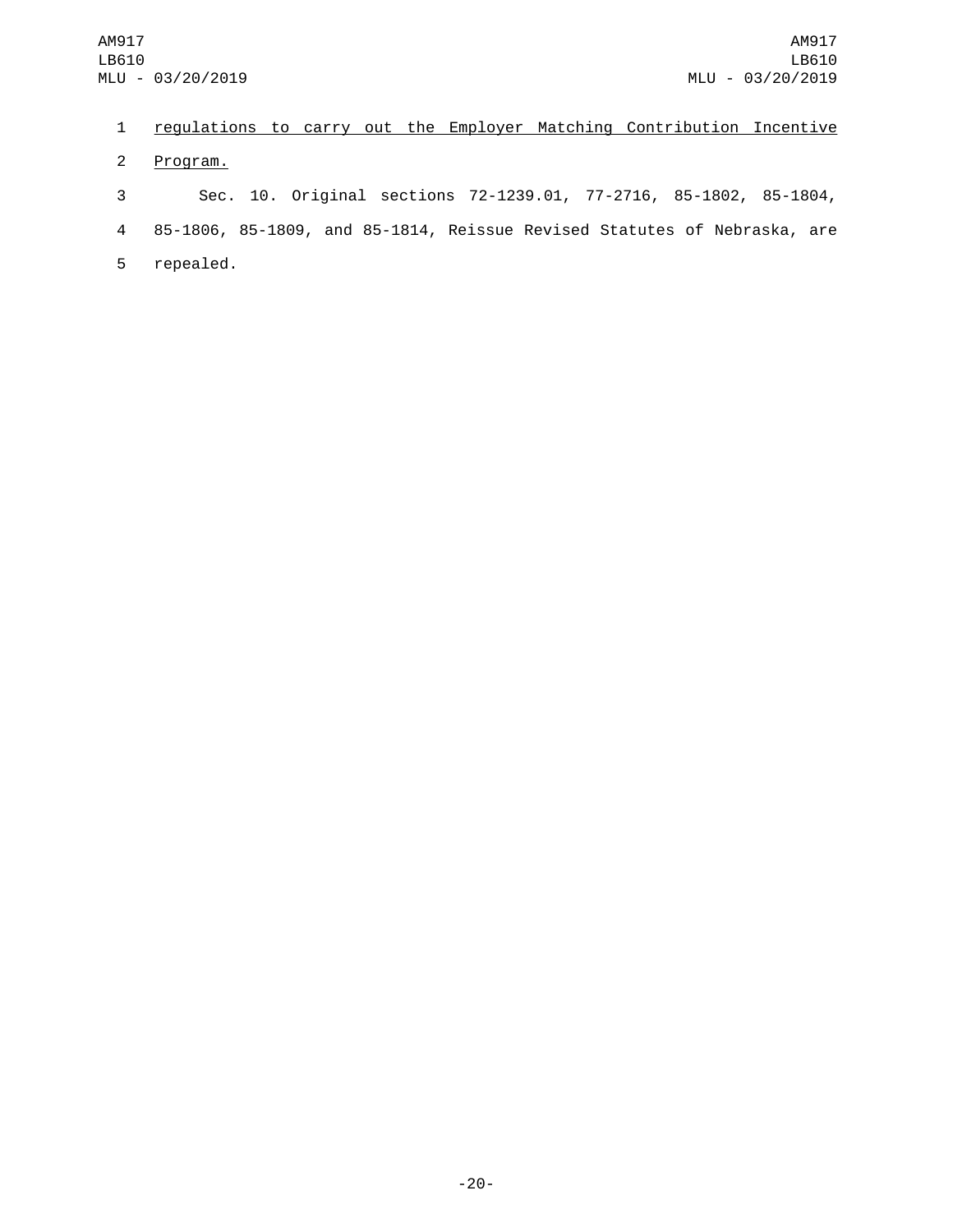regulations to carry out the Employer Matching Contribution Incentive Program.

Sec. 10. Original sections 72-1239.01, 77-2716, 85-1802, 85-1804, 85-1806, 85-1809, and 85-1814, Reissue Revised Statutes of Nebraska, are repealed.